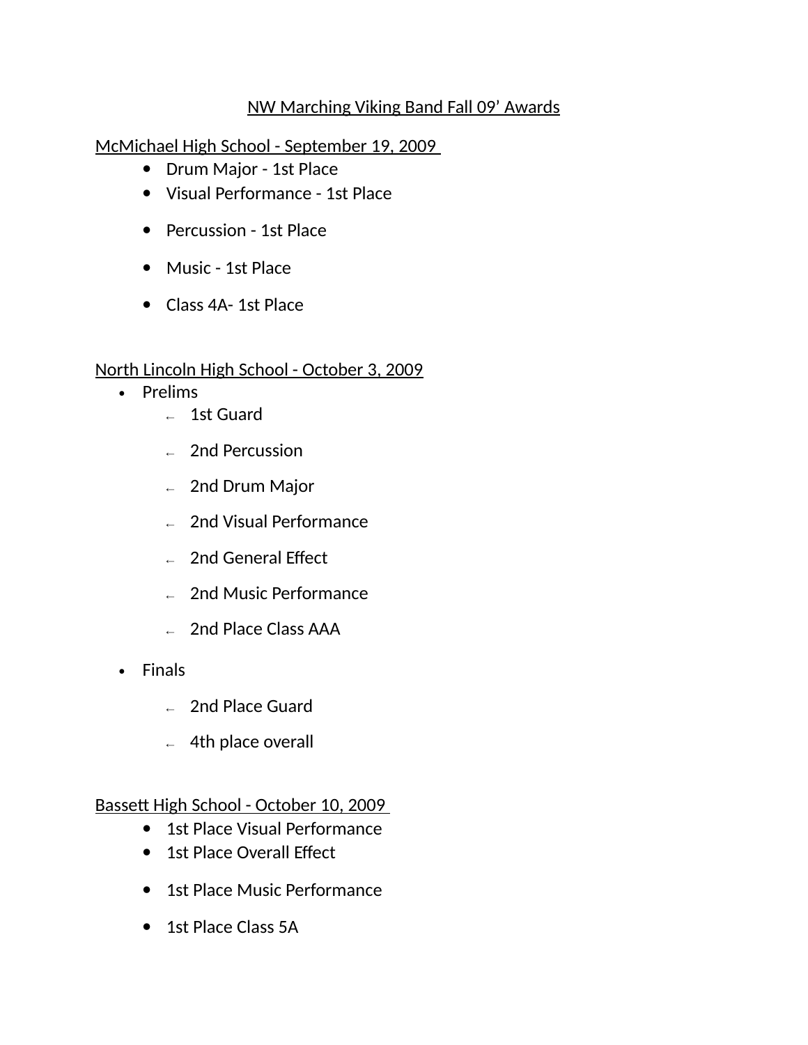# NW Marching Viking Band Fall 09' Awards

## McMichael High School - September 19, 2009

- Drum Major - 1st Place
- Visual Performance - 1st Place
- Percussion - 1st Place
- Music - 1st Place
- Class 4A- 1st Place

## North Lincoln High School - October 3, 2009

- Prelims
  - 1st Guard
  - 2nd Percussion
  - 2nd Drum Major
  - 2nd Visual Performance
  - 2nd General Effect
  - 2nd Music Performance
  - 2nd Place Class AAA
- Finals
  - 2nd Place Guard
  - 4th place overall

## Bassett High School - October 10, 2009

- 1st Place Visual Performance
- 1st Place Overall Effect
- 1st Place Music Performance
- 1st Place Class 5A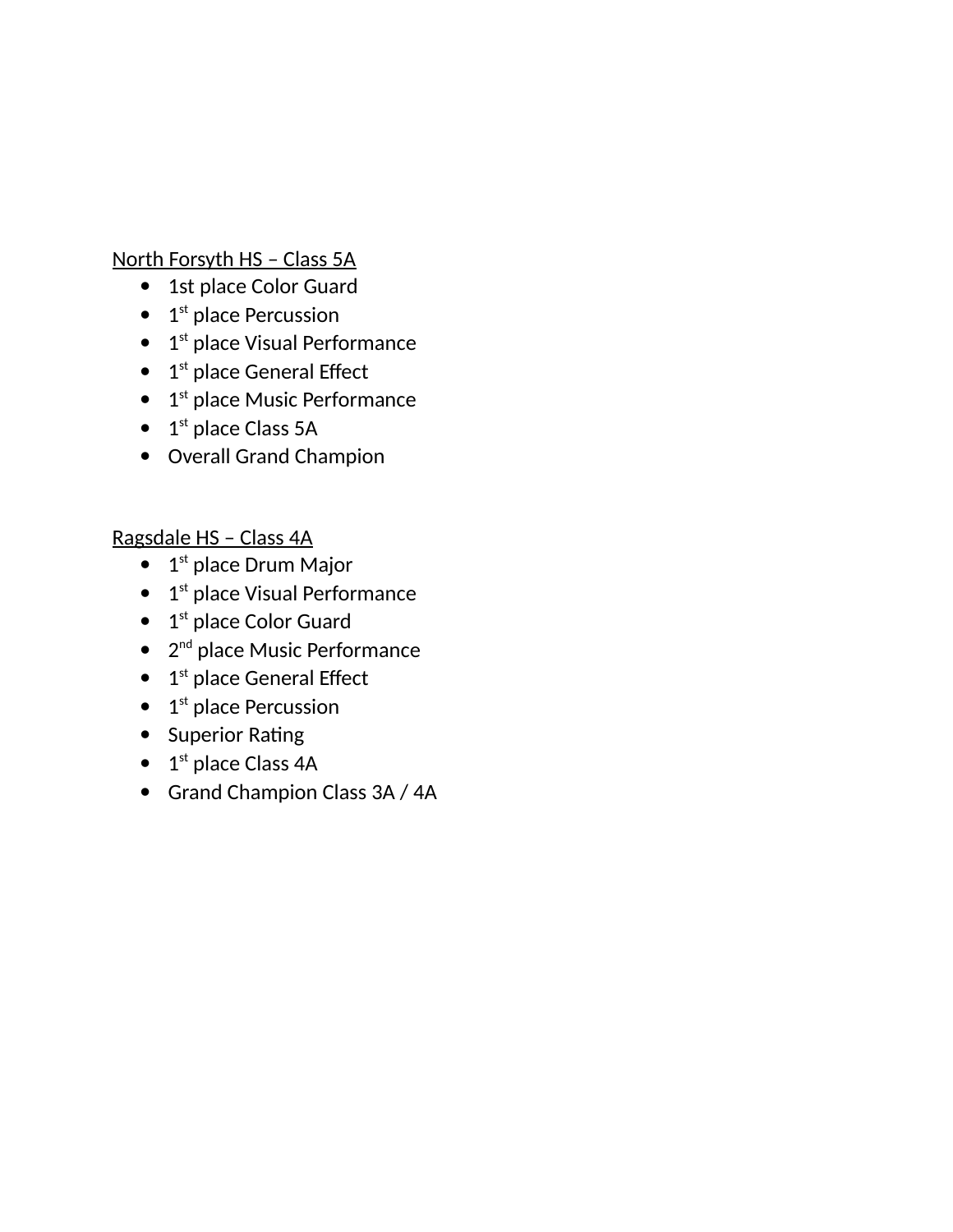North Forsyth HS – Class 5A

- 1st place Color Guard
- 1st place Percussion
- 1st place Visual Performance
- 1st place General Effect
- 1st place Music Performance
- 1st place Class 5A
- Overall Grand Champion

Ragsdale HS – Class 4A

- 1st place Drum Major
- 1st place Visual Performance
- 1st place Color Guard
- 2nd place Music Performance
- 1st place General Effect
- 1st place Percussion
- Superior Rating
- 1st place Class 4A
- Grand Champion Class 3A / 4A